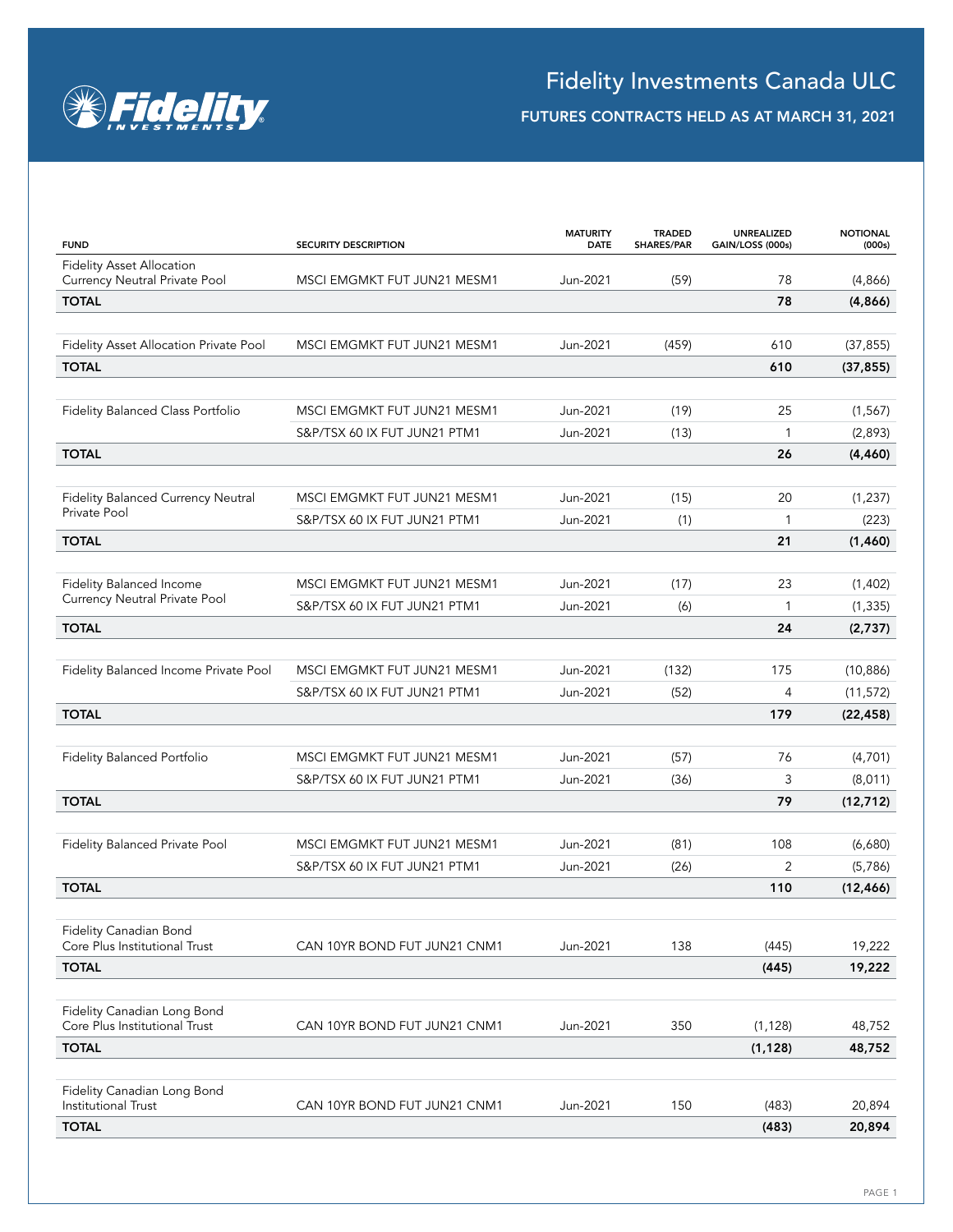# Fidelity Investments Canada ULC

## FUTURES CONTRACTS HELD AS AT MARCH 31, 2021

| FUND | SECURITY DESCRIPTION | MATURITY DATE | TRADED SHARES/PAR | UNREALIZED GAIN/LOSS (000s) | NOTIONAL (000s) |
|---|---|---|---|---|---|
| Fidelity Asset Allocation Currency Neutral Private Pool | MSCI EMGMKT FUT JUN21 MESM1 | Jun-2021 | (59) | 78 | (4,866) |
| **TOTAL** | | | | **78** | **(4,866)** |
| Fidelity Asset Allocation Private Pool | MSCI EMGMKT FUT JUN21 MESM1 | Jun-2021 | (459) | 610 | (37,855) |
| **TOTAL** | | | | **610** | **(37,855)** |
| Fidelity Balanced Class Portfolio | MSCI EMGMKT FUT JUN21 MESM1 | Jun-2021 | (19) | 25 | (1,567) |
| | S&P/TSX 60 IX FUT JUN21 PTM1 | Jun-2021 | (13) | 1 | (2,893) |
| **TOTAL** | | | | **26** | **(4,460)** |
| Fidelity Balanced Currency Neutral Private Pool | MSCI EMGMKT FUT JUN21 MESM1 | Jun-2021 | (15) | 20 | (1,237) |
| | S&P/TSX 60 IX FUT JUN21 PTM1 | Jun-2021 | (1) | 1 | (223) |
| **TOTAL** | | | | **21** | **(1,460)** |
| Fidelity Balanced Income Currency Neutral Private Pool | MSCI EMGMKT FUT JUN21 MESM1 | Jun-2021 | (17) | 23 | (1,402) |
| | S&P/TSX 60 IX FUT JUN21 PTM1 | Jun-2021 | (6) | 1 | (1,335) |
| **TOTAL** | | | | **24** | **(2,737)** |
| Fidelity Balanced Income Private Pool | MSCI EMGMKT FUT JUN21 MESM1 | Jun-2021 | (132) | 175 | (10,886) |
| | S&P/TSX 60 IX FUT JUN21 PTM1 | Jun-2021 | (52) | 4 | (11,572) |
| **TOTAL** | | | | **179** | **(22,458)** |
| Fidelity Balanced Portfolio | MSCI EMGMKT FUT JUN21 MESM1 | Jun-2021 | (57) | 76 | (4,701) |
| | S&P/TSX 60 IX FUT JUN21 PTM1 | Jun-2021 | (36) | 3 | (8,011) |
| **TOTAL** | | | | **79** | **(12,712)** |
| Fidelity Balanced Private Pool | MSCI EMGMKT FUT JUN21 MESM1 | Jun-2021 | (81) | 108 | (6,680) |
| | S&P/TSX 60 IX FUT JUN21 PTM1 | Jun-2021 | (26) | 2 | (5,786) |
| **TOTAL** | | | | **110** | **(12,466)** |
| Fidelity Canadian Bond Core Plus Institutional Trust | CAN 10YR BOND FUT JUN21 CNM1 | Jun-2021 | 138 | (445) | 19,222 |
| **TOTAL** | | | | **(445)** | **19,222** |
| Fidelity Canadian Long Bond Core Plus Institutional Trust | CAN 10YR BOND FUT JUN21 CNM1 | Jun-2021 | 350 | (1,128) | 48,752 |
| **TOTAL** | | | | **(1,128)** | **48,752** |
| Fidelity Canadian Long Bond Institutional Trust | CAN 10YR BOND FUT JUN21 CNM1 | Jun-2021 | 150 | (483) | 20,894 |
| **TOTAL** | | | | **(483)** | **20,894** |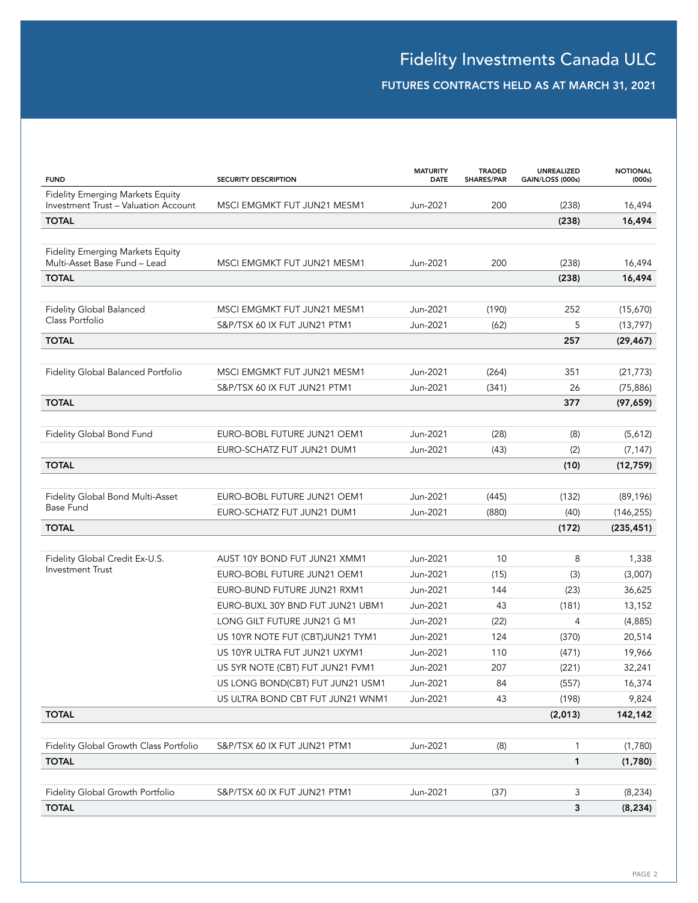# Fidelity Investments Canada ULC

## FUTURES CONTRACTS HELD AS AT MARCH 31, 2021

| FUND | SECURITY DESCRIPTION | MATURITY DATE | TRADED SHARES/PAR | UNREALIZED GAIN/LOSS (000s) | NOTIONAL (000s) |
|---|---|---|---|---|---|
| Fidelity Emerging Markets Equity Investment Trust – Valuation Account | MSCI EMGMKT FUT JUN21 MESM1 | Jun-2021 | 200 | (238) | 16,494 |
| **TOTAL** | | | | **(238)** | **16,494** |
| Fidelity Emerging Markets Equity Multi-Asset Base Fund – Lead | MSCI EMGMKT FUT JUN21 MESM1 | Jun-2021 | 200 | (238) | 16,494 |
| **TOTAL** | | | | **(238)** | **16,494** |
| Fidelity Global Balanced Class Portfolio | MSCI EMGMKT FUT JUN21 MESM1 | Jun-2021 | (190) | 252 | (15,670) |
| | S&P/TSX 60 IX FUT JUN21 PTM1 | Jun-2021 | (62) | 5 | (13,797) |
| **TOTAL** | | | | **257** | **(29,467)** |
| Fidelity Global Balanced Portfolio | MSCI EMGMKT FUT JUN21 MESM1 | Jun-2021 | (264) | 351 | (21,773) |
| | S&P/TSX 60 IX FUT JUN21 PTM1 | Jun-2021 | (341) | 26 | (75,886) |
| **TOTAL** | | | | **377** | **(97,659)** |
| Fidelity Global Bond Fund | EURO-BOBL FUTURE JUN21 OEM1 | Jun-2021 | (28) | (8) | (5,612) |
| | EURO-SCHATZ FUT JUN21 DUM1 | Jun-2021 | (43) | (2) | (7,147) |
| **TOTAL** | | | | **(10)** | **(12,759)** |
| Fidelity Global Bond Multi-Asset Base Fund | EURO-BOBL FUTURE JUN21 OEM1 | Jun-2021 | (445) | (132) | (89,196) |
| | EURO-SCHATZ FUT JUN21 DUM1 | Jun-2021 | (880) | (40) | (146,255) |
| **TOTAL** | | | | **(172)** | **(235,451)** |
| Fidelity Global Credit Ex-U.S. Investment Trust | AUST 10Y BOND FUT JUN21 XMM1 | Jun-2021 | 10 | 8 | 1,338 |
| | EURO-BOBL FUTURE JUN21 OEM1 | Jun-2021 | (15) | (3) | (3,007) |
| | EURO-BUND FUTURE JUN21 RXM1 | Jun-2021 | 144 | (23) | 36,625 |
| | EURO-BUXL 30Y BND FUT JUN21 UBM1 | Jun-2021 | 43 | (181) | 13,152 |
| | LONG GILT FUTURE JUN21 G M1 | Jun-2021 | (22) | 4 | (4,885) |
| | US 10YR NOTE FUT (CBT)JUN21 TYM1 | Jun-2021 | 124 | (370) | 20,514 |
| | US 10YR ULTRA FUT JUN21 UXYM1 | Jun-2021 | 110 | (471) | 19,966 |
| | US 5YR NOTE (CBT) FUT JUN21 FVM1 | Jun-2021 | 207 | (221) | 32,241 |
| | US LONG BOND(CBT) FUT JUN21 USM1 | Jun-2021 | 84 | (557) | 16,374 |
| | US ULTRA BOND CBT FUT JUN21 WNM1 | Jun-2021 | 43 | (198) | 9,824 |
| **TOTAL** | | | | **(2,013)** | **142,142** |
| Fidelity Global Growth Class Portfolio | S&P/TSX 60 IX FUT JUN21 PTM1 | Jun-2021 | (8) | 1 | (1,780) |
| **TOTAL** | | | | **1** | **(1,780)** |
| Fidelity Global Growth Portfolio | S&P/TSX 60 IX FUT JUN21 PTM1 | Jun-2021 | (37) | 3 | (8,234) |
| **TOTAL** | | | | **3** | **(8,234)** |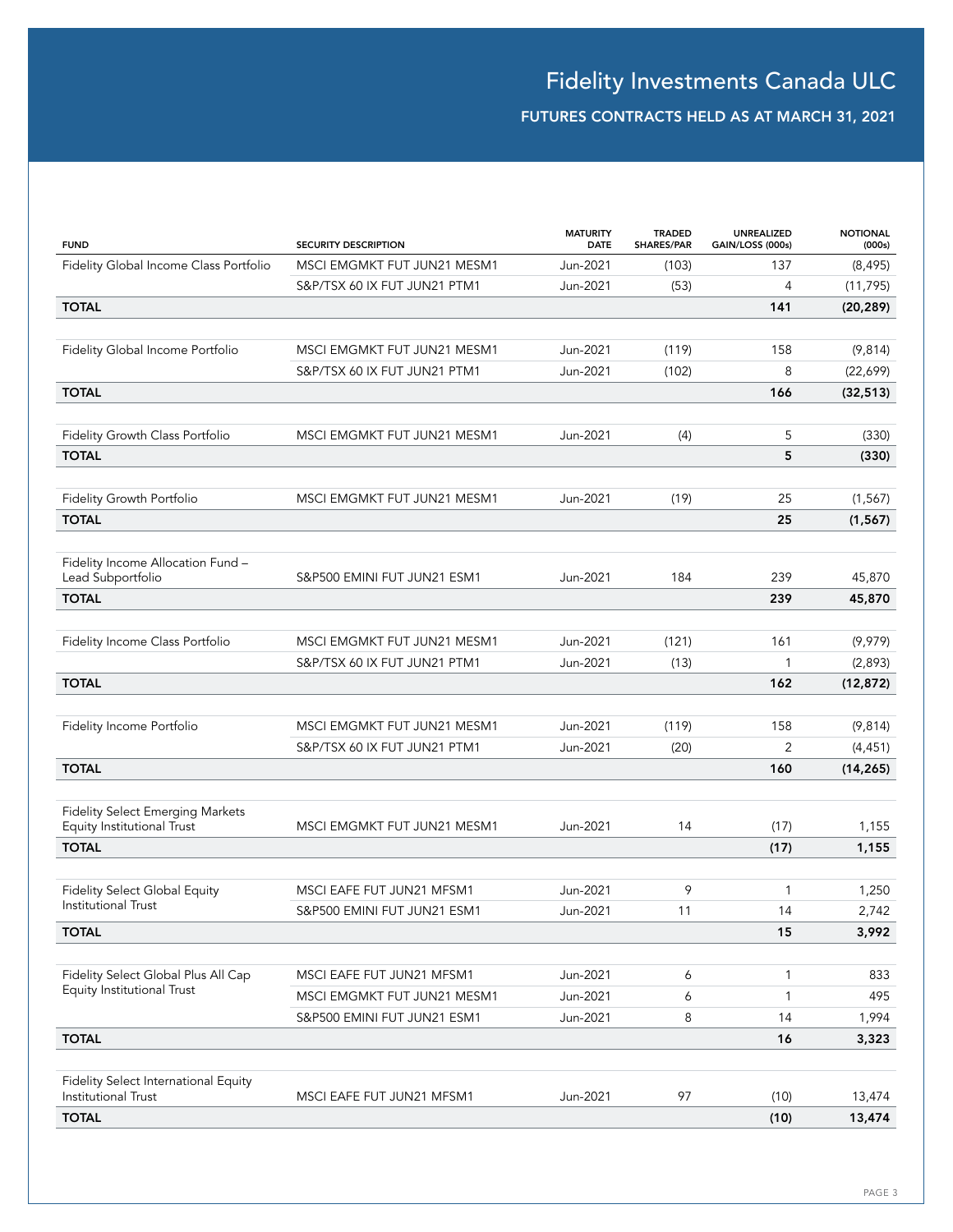# Fidelity Investments Canada ULC

## FUTURES CONTRACTS HELD AS AT MARCH 31, 2021

| FUND | SECURITY DESCRIPTION | MATURITY DATE | TRADED SHARES/PAR | UNREALIZED GAIN/LOSS (000s) | NOTIONAL (000s) |
|---|---|---|---|---|---|
| Fidelity Global Income Class Portfolio | MSCI EMGMKT FUT JUN21 MESM1 | Jun-2021 | (103) | 137 | (8,495) |
| | S&P/TSX 60 IX FUT JUN21 PTM1 | Jun-2021 | (53) | 4 | (11,795) |
| **TOTAL** | | | | **141** | **(20,289)** |
| Fidelity Global Income Portfolio | MSCI EMGMKT FUT JUN21 MESM1 | Jun-2021 | (119) | 158 | (9,814) |
| | S&P/TSX 60 IX FUT JUN21 PTM1 | Jun-2021 | (102) | 8 | (22,699) |
| **TOTAL** | | | | **166** | **(32,513)** |
| Fidelity Growth Class Portfolio | MSCI EMGMKT FUT JUN21 MESM1 | Jun-2021 | (4) | 5 | (330) |
| **TOTAL** | | | | **5** | **(330)** |
| Fidelity Growth Portfolio | MSCI EMGMKT FUT JUN21 MESM1 | Jun-2021 | (19) | 25 | (1,567) |
| **TOTAL** | | | | **25** | **(1,567)** |
| Fidelity Income Allocation Fund – Lead Subportfolio | S&P500 EMINI FUT JUN21 ESM1 | Jun-2021 | 184 | 239 | 45,870 |
| **TOTAL** | | | | **239** | **45,870** |
| Fidelity Income Class Portfolio | MSCI EMGMKT FUT JUN21 MESM1 | Jun-2021 | (121) | 161 | (9,979) |
| | S&P/TSX 60 IX FUT JUN21 PTM1 | Jun-2021 | (13) | 1 | (2,893) |
| **TOTAL** | | | | **162** | **(12,872)** |
| Fidelity Income Portfolio | MSCI EMGMKT FUT JUN21 MESM1 | Jun-2021 | (119) | 158 | (9,814) |
| | S&P/TSX 60 IX FUT JUN21 PTM1 | Jun-2021 | (20) | 2 | (4,451) |
| **TOTAL** | | | | **160** | **(14,265)** |
| Fidelity Select Emerging Markets Equity Institutional Trust | MSCI EMGMKT FUT JUN21 MESM1 | Jun-2021 | 14 | (17) | 1,155 |
| **TOTAL** | | | | **(17)** | **1,155** |
| Fidelity Select Global Equity Institutional Trust | MSCI EAFE FUT JUN21 MFSM1 | Jun-2021 | 9 | 1 | 1,250 |
| | S&P500 EMINI FUT JUN21 ESM1 | Jun-2021 | 11 | 14 | 2,742 |
| **TOTAL** | | | | **15** | **3,992** |
| Fidelity Select Global Plus All Cap Equity Institutional Trust | MSCI EAFE FUT JUN21 MFSM1 | Jun-2021 | 6 | 1 | 833 |
| | MSCI EMGMKT FUT JUN21 MESM1 | Jun-2021 | 6 | 1 | 495 |
| | S&P500 EMINI FUT JUN21 ESM1 | Jun-2021 | 8 | 14 | 1,994 |
| **TOTAL** | | | | **16** | **3,323** |
| Fidelity Select International Equity Institutional Trust | MSCI EAFE FUT JUN21 MFSM1 | Jun-2021 | 97 | (10) | 13,474 |
| **TOTAL** | | | | **(10)** | **13,474** |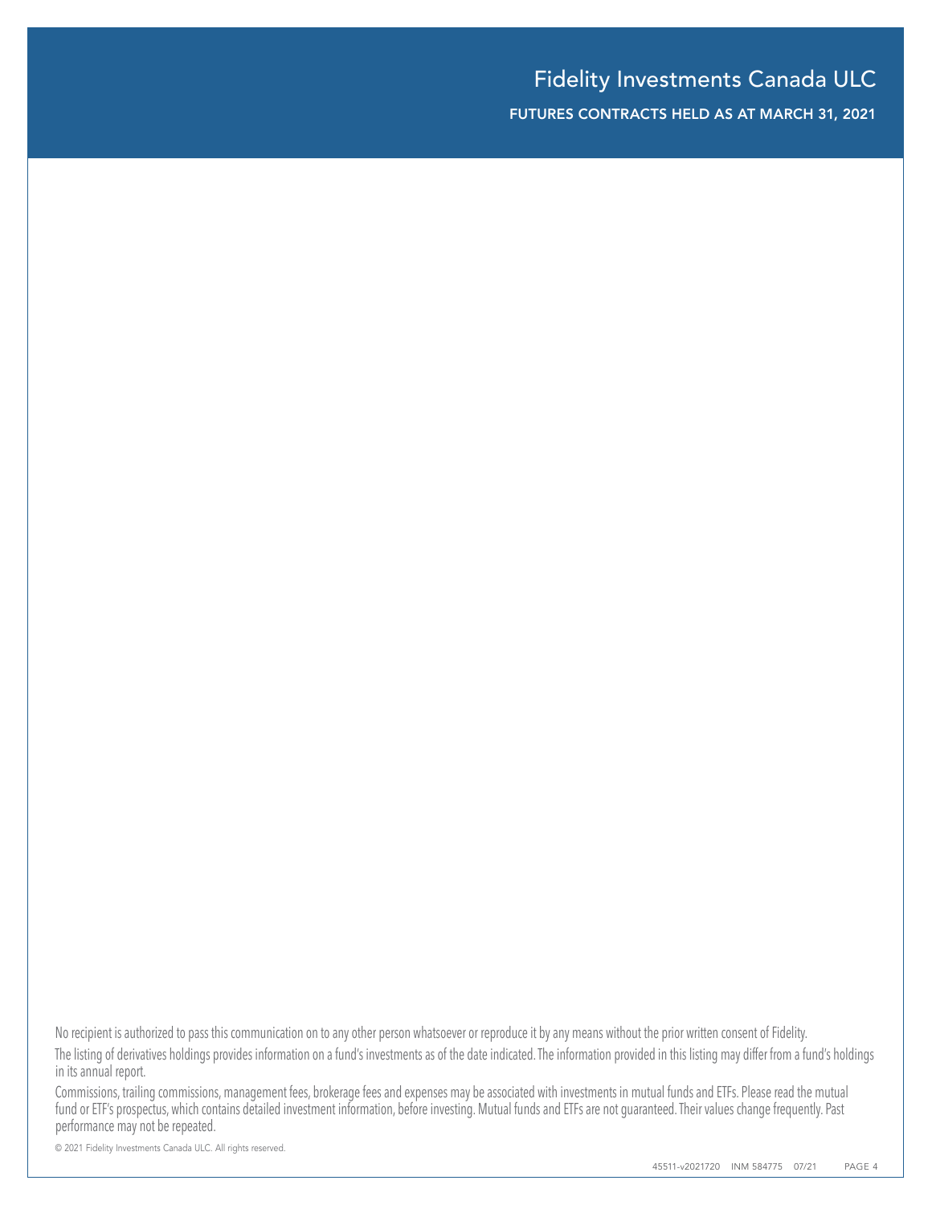No recipient is authorized to pass this communication on to any other person whatsoever or reproduce it by any means without the prior written consent of Fidelity.

The listing of derivatives holdings provides information on a fund's investments as of the date indicated. The information provided in this listing may differ from a fund's holdings in its annual report.

Commissions, trailing commissions, management fees, brokerage fees and expenses may be associated with investments in mutual funds and ETFs. Please read the mutual fund or ETF's prospectus, which contains detailed investment information, before investing. Mutual funds and ETFs are not guaranteed. Their values change frequently. Past performance may not be repeated.

© 2021 Fidelity Investments Canada ULC. All rights reserved.

45511-v2021720 INM 584775 07/21